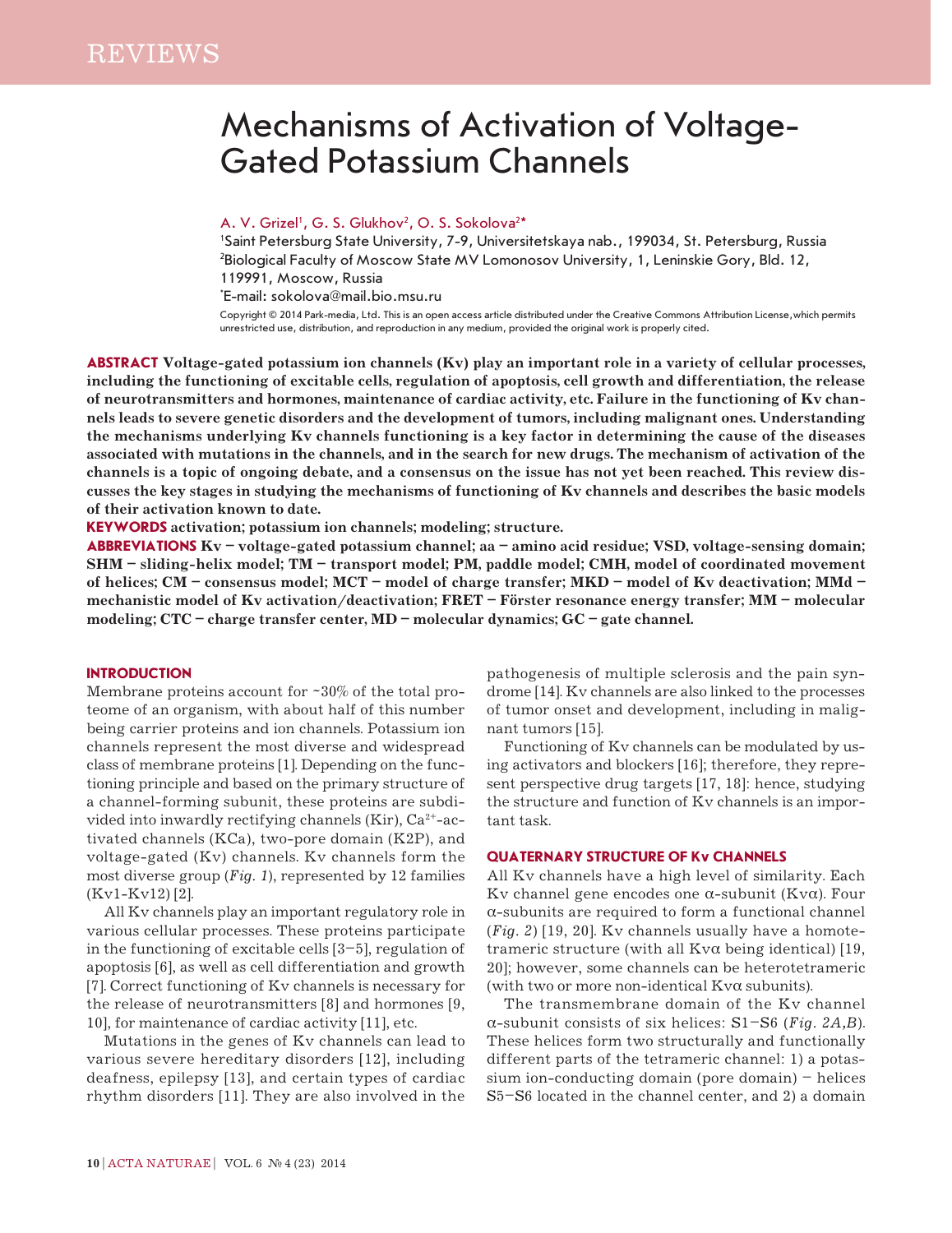REVIEWS

# Mechanisms of Activation of Voltage-Gated Potassium Channels

A. V. Grizel[1], G. S. Glukhov[2], O. S. Sokolova[2]*

[1]Saint Petersburg State University, 7-9, Universitetskaya nab., 199034, St. Petersburg, Russia
[2]Biological Faculty of Moscow State MV Lomonosov University, 1, Leninskie Gory, Bld. 12, 119991, Moscow, Russia
*E-mail: sokolova@mail.bio.msu.ru

Copyright © 2014 Park-media, Ltd. This is an open access article distributed under the Creative Commons Attribution License, which permits unrestricted use, distribution, and reproduction in any medium, provided the original work is properly cited.

**ABSTRACT Voltage-gated potassium ion channels (Kv) play an important role in a variety of cellular processes, including the functioning of excitable cells, regulation of apoptosis, cell growth and differentiation, the release of neurotransmitters and hormones, maintenance of cardiac activity, etc. Failure in the functioning of Kv channels leads to severe genetic disorders and the development of tumors, including malignant ones. Understanding the mechanisms underlying Kv channels functioning is a key factor in determining the cause of the diseases associated with mutations in the channels, and in the search for new drugs. The mechanism of activation of the channels is a topic of ongoing debate, and a consensus on the issue has not yet been reached. This review discusses the key stages in studying the mechanisms of functioning of Kv channels and describes the basic models of their activation known to date.**

**KEYWORDS activation; potassium ion channels; modeling; structure.**

**ABBREVIATIONS Kv – voltage-gated potassium channel; aa – amino acid residue; VSD, voltage-sensing domain; SHM – sliding-helix model; TM – transport model; PM, paddle model; CMH, model of coordinated movement of helices; CM – consensus model; MCT – model of charge transfer; MKD – model of Kv deactivation; MMd – mechanistic model of Kv activation/deactivation; FRET – Förster resonance energy transfer; MM – molecular modeling; CTC – charge transfer center, MD – molecular dynamics; GC – gate channel.**

## INTRODUCTION

Membrane proteins account for ~30% of the total proteome of an organism, with about half of this number being carrier proteins and ion channels. Potassium ion channels represent the most diverse and widespread class of membrane proteins [1]. Depending on the functioning principle and based on the primary structure of a channel-forming subunit, these proteins are subdivided into inwardly rectifying channels (Kir), $Ca^{2+}$-activated channels (KCa), two-pore domain (K2P), and voltage-gated (Kv) channels. Kv channels form the most diverse group (*Fig. 1*), represented by 12 families (Kv1-Kv12) [2].

All Kv channels play an important regulatory role in various cellular processes. These proteins participate in the functioning of excitable cells [3–5], regulation of apoptosis [6], as well as cell differentiation and growth [7]. Correct functioning of Kv channels is necessary for the release of neurotransmitters [8] and hormones [9, 10], for maintenance of cardiac activity [11], etc.

Mutations in the genes of Kv channels can lead to various severe hereditary disorders [12], including deafness, epilepsy [13], and certain types of cardiac rhythm disorders [11]. They are also involved in the pathogenesis of multiple sclerosis and the pain syndrome [14]. Kv channels are also linked to the processes of tumor onset and development, including in malignant tumors [15].

Functioning of Kv channels can be modulated by using activators and blockers [16]; therefore, they represent perspective drug targets [17, 18]: hence, studying the structure and function of Kv channels is an important task.

## QUATERNARY STRUCTURE OF Kv CHANNELS

All Kv channels have a high level of similarity. Each Kv channel gene encodes one α-subunit (Kvα). Four α-subunits are required to form a functional channel (*Fig. 2*) [19, 20]. Kv channels usually have a homotetrameric structure (with all Kvα being identical) [19, 20]; however, some channels can be heterotetrameric (with two or more non-identical Kvα subunits).

The transmembrane domain of the Kv channel α-subunit consists of six helices: S1–S6 (*Fig. 2A,B*). These helices form two structurally and functionally different parts of the tetrameric channel: 1) a potassium ion-conducting domain (pore domain) – helices S5–S6 located in the channel center, and 2) a domain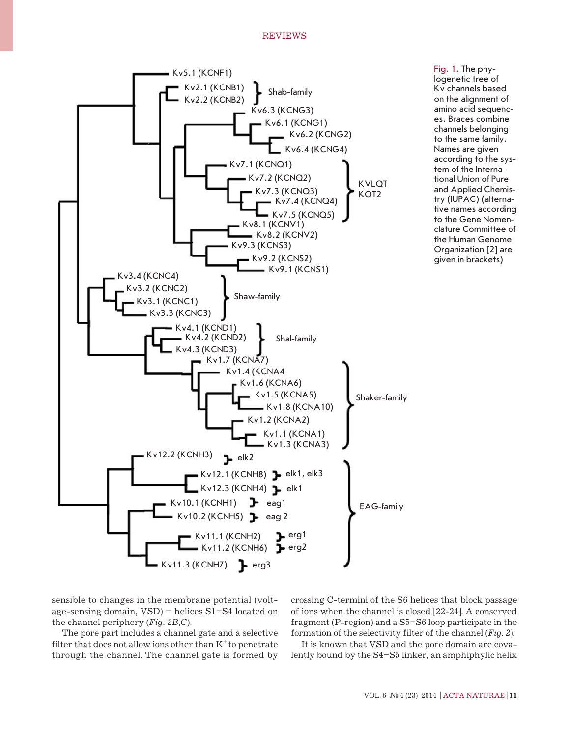Fig. 1. The phylogenetic tree of Kv channels based on the alignment of amino acid sequences. Braces combine channels belonging to the same family. Names are given according to the system of the International Union of Pure and Applied Chemistry (IUPAC) (alternative names according to the Gene Nomenclature Committee of the Human Genome Organization [2] are given in brackets)

sensible to changes in the membrane potential (voltage-sensing domain, VSD) – helices S1–S4 located on the channel periphery (*Fig. 2B,C*).

The pore part includes a channel gate and a selective filter that does not allow ions other than $K^+$ to penetrate through the channel. The channel gate is formed by crossing C-termini of the S6 helices that block passage of ions when the channel is closed [22-24]. A conserved fragment (P-region) and a S5–S6 loop participate in the formation of the selectivity filter of the channel (*Fig. 2*).

It is known that VSD and the pore domain are covalently bound by the S4–S5 linker, an amphiphylic helix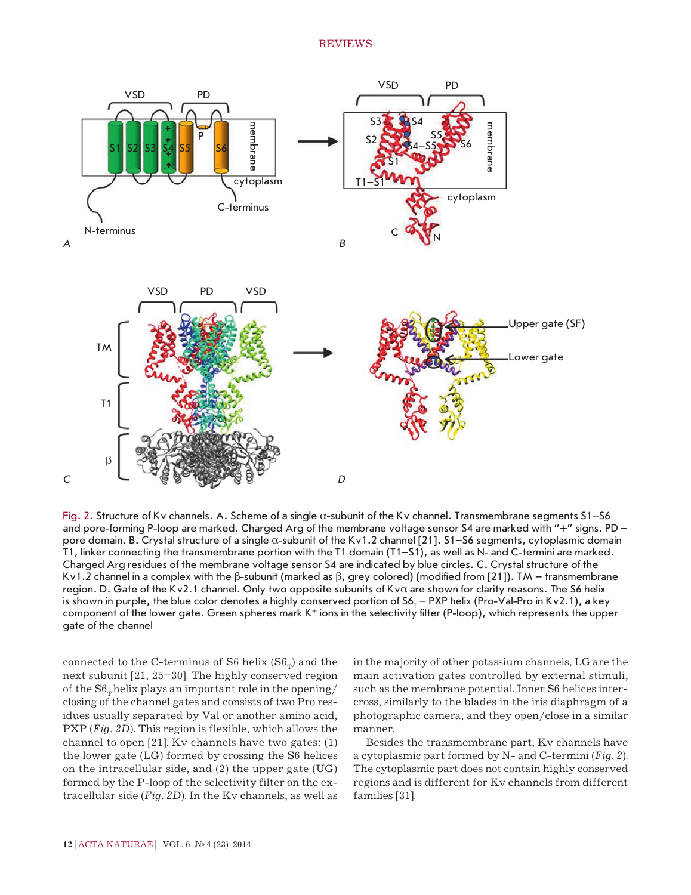Fig. 2. Structure of Kv channels. A. Scheme of a single α-subunit of the Kv channel. Transmembrane segments S1–S6 and pore-forming P-loop are marked. Charged Arg of the membrane voltage sensor S4 are marked with "+" signs. PD – pore domain. B. Crystal structure of a single α-subunit of the Kv1.2 channel [21]. S1–S6 segments, cytoplasmic domain T1, linker connecting the transmembrane portion with the T1 domain (T1–S1), as well as N- and C-termini are marked. Charged Arg residues of the membrane voltage sensor S4 are indicated by blue circles. C. Crystal structure of the Kv1.2 channel in a complex with the β-subunit (marked as β, grey colored) (modified from [21]). TM – transmembrane region. D. Gate of the Kv2.1 channel. Only two opposite subunits of Kvα are shown for clarity reasons. The S6 helix is shown in purple, the blue color denotes a highly conserved portion of $S6_T$ – PXP helix (Pro-Val-Pro in Kv2.1), a key component of the lower gate. Green spheres mark $K^+$ ions in the selectivity filter (P-loop), which represents the upper gate of the channel

connected to the C-terminus of S6 helix ($S6_T$) and the next subunit [21, 25–30]. The highly conserved region of the $S6_T$ helix plays an important role in the opening/closing of the channel gates and consists of two Pro residues usually separated by Val or another amino acid, PXP (*Fig. 2D*). This region is flexible, which allows the channel to open [21]. Kv channels have two gates: (1) the lower gate (LG) formed by crossing the S6 helices on the intracellular side, and (2) the upper gate (UG) formed by the P-loop of the selectivity filter on the extracellular side (*Fig. 2D*). In the Kv channels, as well as in the majority of other potassium channels, LG are the main activation gates controlled by external stimuli, such as the membrane potential. Inner S6 helices intercross, similarly to the blades in the iris diaphragm of a photographic camera, and they open/close in a similar manner.

Besides the transmembrane part, Kv channels have a cytoplasmic part formed by N- and C-termini (*Fig. 2*). The cytoplasmic part does not contain highly conserved regions and is different for Kv channels from different families [31].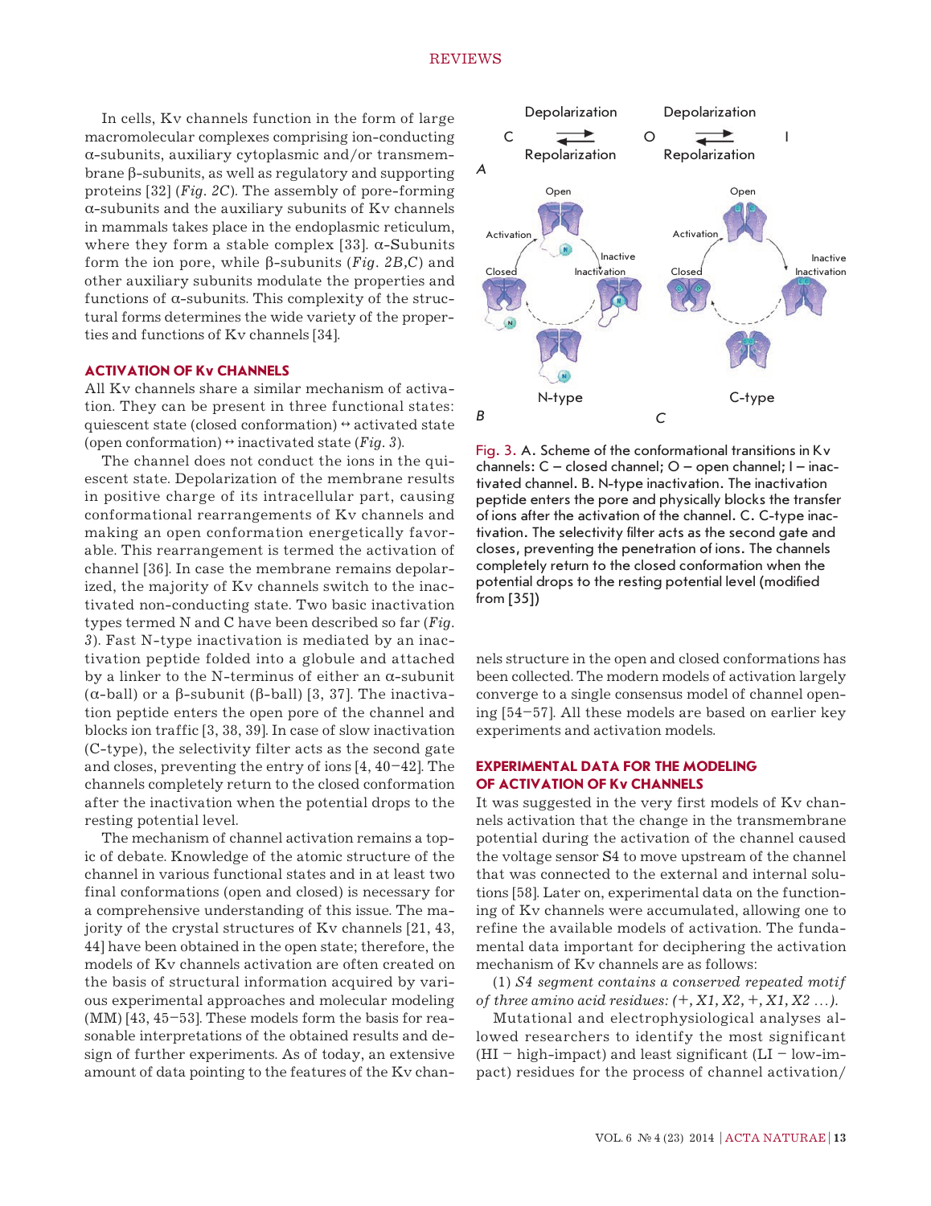In cells, Kv channels function in the form of large macromolecular complexes comprising ion-conducting α-subunits, auxiliary cytoplasmic and/or transmembrane β-subunits, as well as regulatory and supporting proteins [32] (*Fig. 2C*). The assembly of pore-forming α-subunits and the auxiliary subunits of Kv channels in mammals takes place in the endoplasmic reticulum, where they form a stable complex [33]. α-Subunits form the ion pore, while β-subunits (*Fig. 2B,C*) and other auxiliary subunits modulate the properties and functions of α-subunits. This complexity of the structural forms determines the wide variety of the properties and functions of Kv channels [34].

## ACTIVATION OF Kv CHANNELS

All Kv channels share a similar mechanism of activation. They can be present in three functional states: quiescent state (closed conformation) ↔ activated state (open conformation) ↔ inactivated state (*Fig. 3*).

The channel does not conduct the ions in the quiescent state. Depolarization of the membrane results in positive charge of its intracellular part, causing conformational rearrangements of Kv channels and making an open conformation energetically favorable. This rearrangement is termed the activation of channel [36]. In case the membrane remains depolarized, the majority of Kv channels switch to the inactivated non-conducting state. Two basic inactivation types termed N and C have been described so far (*Fig. 3*). Fast N-type inactivation is mediated by an inactivation peptide folded into a globule and attached by a linker to the N-terminus of either an α-subunit (α-ball) or a β-subunit (β-ball) [3, 37]. The inactivation peptide enters the open pore of the channel and blocks ion traffic [3, 38, 39]. In case of slow inactivation (C-type), the selectivity filter acts as the second gate and closes, preventing the entry of ions [4, 40–42]. The channels completely return to the closed conformation after the inactivation when the potential drops to the resting potential level.

The mechanism of channel activation remains a topic of debate. Knowledge of the atomic structure of the channel in various functional states and in at least two final conformations (open and closed) is necessary for a comprehensive understanding of this issue. The majority of the crystal structures of Kv channels [21, 43, 44] have been obtained in the open state; therefore, the models of Kv channels activation are often created on the basis of structural information acquired by various experimental approaches and molecular modeling (MM) [43, 45–53]. These models form the basis for reasonable interpretations of the obtained results and design of further experiments. As of today, an extensive amount of data pointing to the features of the Kv channels structure in the open and closed conformations has been collected. The modern models of activation largely converge to a single consensus model of channel opening [54–57]. All these models are based on earlier key experiments and activation models.

Fig. 3. A. Scheme of the conformational transitions in Kv channels: C – closed channel; O – open channel; I – inactivated channel. B. N-type inactivation. The inactivation peptide enters the pore and physically blocks the transfer of ions after the activation of the channel. C. C-type inactivation. The selectivity filter acts as the second gate and closes, preventing the penetration of ions. The channels completely return to the closed conformation when the potential drops to the resting potential level (modified from [35])

## EXPERIMENTAL DATA FOR THE MODELING OF ACTIVATION OF Kv CHANNELS

It was suggested in the very first models of Kv channels activation that the change in the transmembrane potential during the activation of the channel caused the voltage sensor S4 to move upstream of the channel that was connected to the external and internal solutions [58]. Later on, experimental data on the functioning of Kv channels were accumulated, allowing one to refine the available models of activation. The fundamental data important for deciphering the activation mechanism of Kv channels are as follows:

(1) *S4 segment contains a conserved repeated motif of three amino acid residues: (+, X1, X2, +, X1, X2 …).*

Mutational and electrophysiological analyses allowed researchers to identify the most significant (HI – high-impact) and least significant (LI – low-impact) residues for the process of channel activation/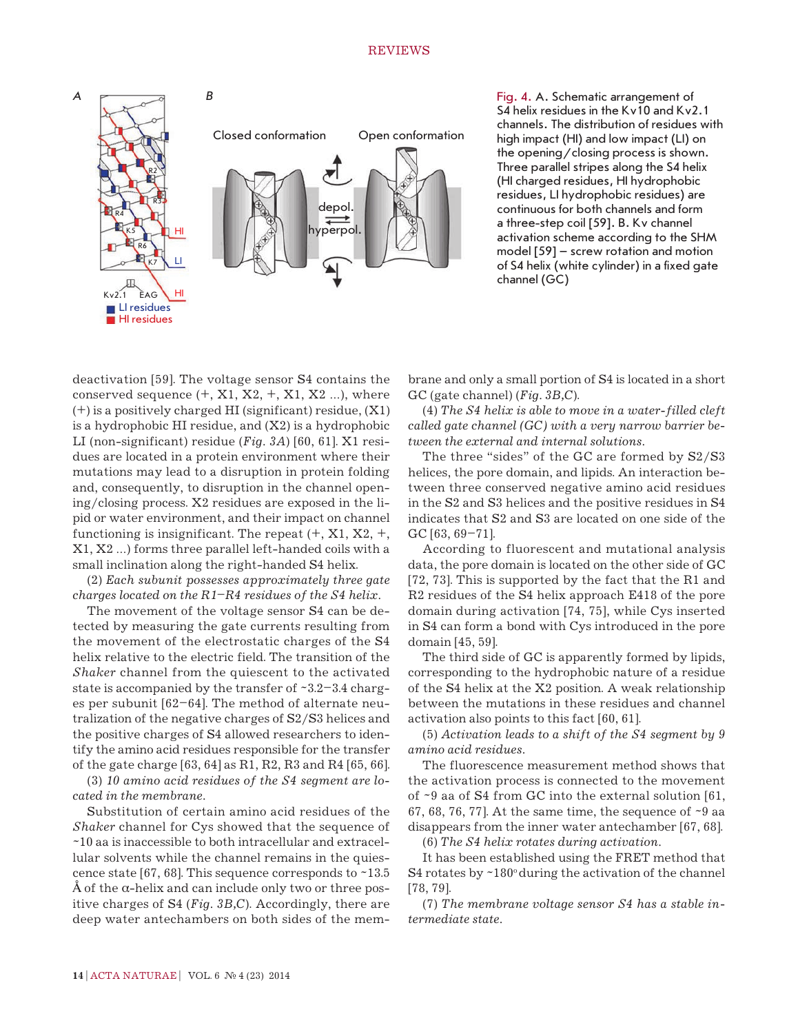Fig. 4. A. Schematic arrangement of S4 helix residues in the Kv10 and Kv2.1 channels. The distribution of residues with high impact (HI) and low impact (LI) on the opening/closing process is shown. Three parallel stripes along the S4 helix (HI charged residues, HI hydrophobic residues, LI hydrophobic residues) are continuous for both channels and form a three-step coil [59]. B. Kv channel activation scheme according to the SHM model [59] – screw rotation and motion of S4 helix (white cylinder) in a fixed gate channel (GC)

deactivation [59]. The voltage sensor S4 contains the conserved sequence (+, X1, X2, +, X1, X2 ...), where (+) is a positively charged HI (significant) residue, (X1) is a hydrophobic HI residue, and (X2) is a hydrophobic LI (non-significant) residue (*Fig. 3A*) [60, 61]. X1 residues are located in a protein environment where their mutations may lead to a disruption in protein folding and, consequently, to disruption in the channel opening/closing process. X2 residues are exposed in the lipid or water environment, and their impact on channel functioning is insignificant. The repeat (+, X1, X2, +, X1, X2 ...) forms three parallel left-handed coils with a small inclination along the right-handed S4 helix.

(2) *Each subunit possesses approximately three gate charges located on the R1–R4 residues of the S4 helix.*

The movement of the voltage sensor S4 can be detected by measuring the gate currents resulting from the movement of the electrostatic charges of the S4 helix relative to the electric field. The transition of the *Shaker* channel from the quiescent to the activated state is accompanied by the transfer of ~3.2–3.4 charges per subunit [62–64]. The method of alternate neutralization of the negative charges of S2/S3 helices and the positive charges of S4 allowed researchers to identify the amino acid residues responsible for the transfer of the gate charge [63, 64] as R1, R2, R3 and R4 [65, 66].

(3) *10 amino acid residues of the S4 segment are located in the membrane.*

Substitution of certain amino acid residues of the *Shaker* channel for Cys showed that the sequence of ~10 aa is inaccessible to both intracellular and extracellular solvents while the channel remains in the quiescence state [67, 68]. This sequence corresponds to ~13.5 Å of the α-helix and can include only two or three positive charges of S4 (*Fig. 3B,C*). Accordingly, there are deep water antechambers on both sides of the membrane and only a small portion of S4 is located in a short GC (gate channel) (*Fig. 3B,C*).

(4) *The S4 helix is able to move in a water-filled cleft called gate channel (GC) with a very narrow barrier between the external and internal solutions.*

The three "sides" of the GC are formed by S2/S3 helices, the pore domain, and lipids. An interaction between three conserved negative amino acid residues in the S2 and S3 helices and the positive residues in S4 indicates that S2 and S3 are located on one side of the GC [63, 69–71].

According to fluorescent and mutational analysis data, the pore domain is located on the other side of GC [72, 73]. This is supported by the fact that the R1 and R2 residues of the S4 helix approach E418 of the pore domain during activation [74, 75], while Cys inserted in S4 can form a bond with Cys introduced in the pore domain [45, 59].

The third side of GC is apparently formed by lipids, corresponding to the hydrophobic nature of a residue of the S4 helix at the X2 position. A weak relationship between the mutations in these residues and channel activation also points to this fact [60, 61].

(5) *Activation leads to a shift of the S4 segment by 9 amino acid residues.*

The fluorescence measurement method shows that the activation process is connected to the movement of ~9 aa of S4 from GC into the external solution [61, 67, 68, 76, 77]. At the same time, the sequence of ~9 aa disappears from the inner water antechamber [67, 68].

(6) *The S4 helix rotates during activation.*

It has been established using the FRET method that S4 rotates by ~180° during the activation of the channel [78, 79].

(7) *The membrane voltage sensor S4 has a stable intermediate state.*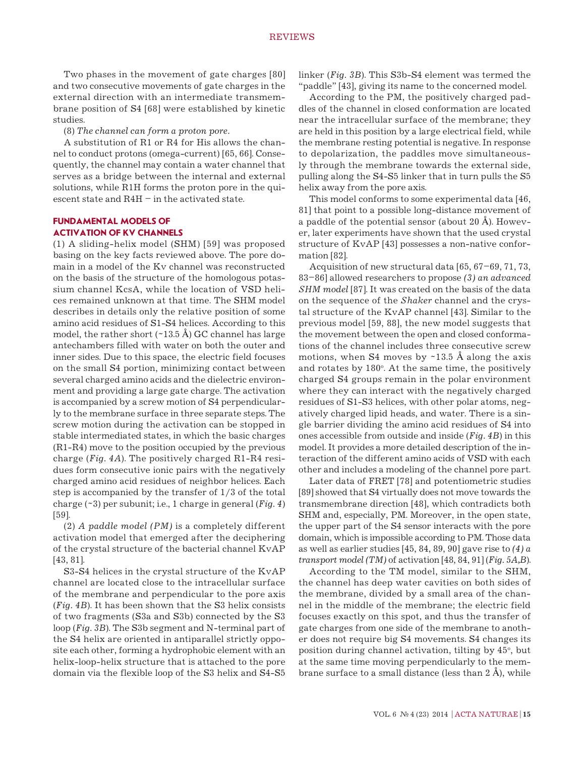Two phases in the movement of gate charges [80] and two consecutive movements of gate charges in the external direction with an intermediate transmembrane position of S4 [68] were established by kinetic studies.

(8) *The channel can form a proton pore.*

A substitution of R1 or R4 for His allows the channel to conduct protons (omega-current) [65, 66]. Consequently, the channel may contain a water channel that serves as a bridge between the internal and external solutions, while R1H forms the proton pore in the quiescent state and R4H – in the activated state.

## FUNDAMENTAL MODELS OF ACTIVATION OF KV CHANNELS

(1) A sliding-helix model (SHM) [59] was proposed basing on the key facts reviewed above. The pore domain in a model of the Kv channel was reconstructed on the basis of the structure of the homologous potassium channel KcsA, while the location of VSD helices remained unknown at that time. The SHM model describes in details only the relative position of some amino acid residues of S1-S4 helices. According to this model, the rather short (~13.5 Å) GC channel has large antechambers filled with water on both the outer and inner sides. Due to this space, the electric field focuses on the small S4 portion, minimizing contact between several charged amino acids and the dielectric environment and providing a large gate charge. The activation is accompanied by a screw motion of S4 perpendicularly to the membrane surface in three separate steps. The screw motion during the activation can be stopped in stable intermediated states, in which the basic charges (R1-R4) move to the position occupied by the previous charge (*Fig. 4A*). The positively charged R1-R4 residues form consecutive ionic pairs with the negatively charged amino acid residues of neighbor helices. Each step is accompanied by the transfer of 1/3 of the total charge (~3) per subunit; i.e., 1 charge in general (*Fig. 4*) [59].

(2) *A paddle model (PM)* is a completely different activation model that emerged after the deciphering of the crystal structure of the bacterial channel KvAP [43, 81].

S3-S4 helices in the crystal structure of the KvAP channel are located close to the intracellular surface of the membrane and perpendicular to the pore axis (*Fig. 4B*). It has been shown that the S3 helix consists of two fragments (S3a and S3b) connected by the S3 loop (*Fig. 3B*). The S3b segment and N-terminal part of the S4 helix are oriented in antiparallel strictly opposite each other, forming a hydrophobic element with an helix-loop-helix structure that is attached to the pore domain via the flexible loop of the S3 helix and S4-S5 linker (*Fig. 3B*). This S3b-S4 element was termed the "paddle" [43], giving its name to the concerned model.

According to the PM, the positively charged paddles of the channel in closed conformation are located near the intracellular surface of the membrane; they are held in this position by a large electrical field, while the membrane resting potential is negative. In response to depolarization, the paddles move simultaneously through the membrane towards the external side, pulling along the S4-S5 linker that in turn pulls the S5 helix away from the pore axis.

This model conforms to some experimental data [46, 81] that point to a possible long-distance movement of a paddle of the potential sensor (about 20 Å). However, later experiments have shown that the used crystal structure of KvAP [43] possesses a non-native conformation [82].

Acquisition of new structural data [65, 67–69, 71, 73, 83–86] allowed researchers to propose *(3) an advanced SHM model* [87]. It was created on the basis of the data on the sequence of the *Shaker* channel and the crystal structure of the KvAP channel [43]. Similar to the previous model [59, 88], the new model suggests that the movement between the open and closed conformations of the channel includes three consecutive screw motions, when S4 moves by ~13.5 Å along the axis and rotates by 180°. At the same time, the positively charged S4 groups remain in the polar environment where they can interact with the negatively charged residues of S1-S3 helices, with other polar atoms, negatively charged lipid heads, and water. There is a single barrier dividing the amino acid residues of S4 into ones accessible from outside and inside (*Fig. 4B*) in this model. It provides a more detailed description of the interaction of the different amino acids of VSD with each other and includes a modeling of the channel pore part.

Later data of FRET [78] and potentiometric studies [89] showed that S4 virtually does not move towards the transmembrane direction [48], which contradicts both SHM and, especially, PM. Moreover, in the open state, the upper part of the S4 sensor interacts with the pore domain, which is impossible according to PM. Those data as well as earlier studies [45, 84, 89, 90] gave rise to *(4) a transport model (TM)* of activation [48, 84, 91] (*Fig. 5A,B*).

According to the TM model, similar to the SHM, the channel has deep water cavities on both sides of the membrane, divided by a small area of the channel in the middle of the membrane; the electric field focuses exactly on this spot, and thus the transfer of gate charges from one side of the membrane to another does not require big S4 movements. S4 changes its position during channel activation, tilting by 45°, but at the same time moving perpendicularly to the membrane surface to a small distance (less than 2 Å), while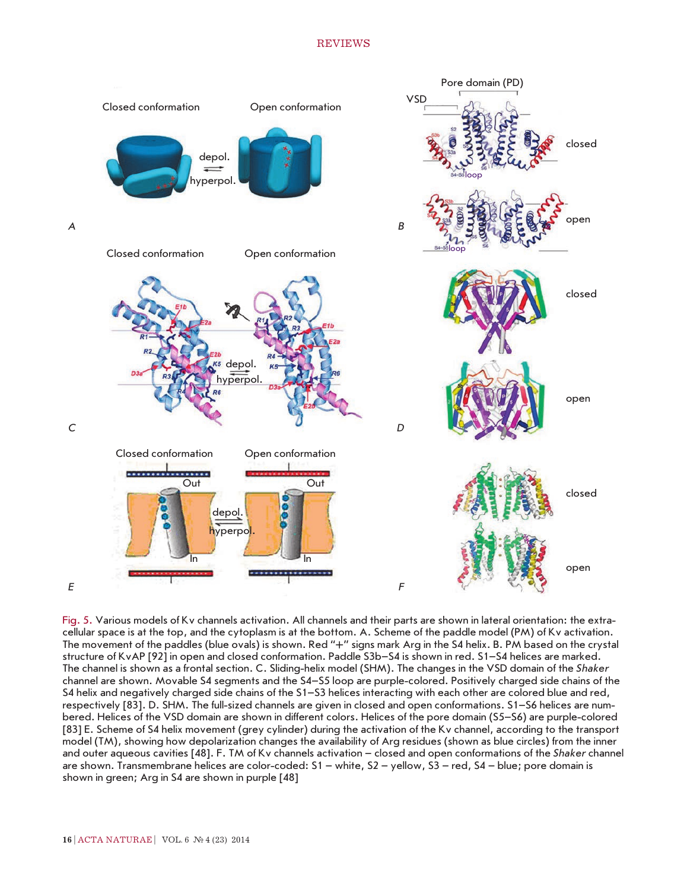Fig. 5. Various models of Kv channels activation. All channels and their parts are shown in lateral orientation: the extracellular space is at the top, and the cytoplasm is at the bottom. A. Scheme of the paddle model (PM) of Kv activation. The movement of the paddles (blue ovals) is shown. Red "+" signs mark Arg in the S4 helix. B. PM based on the crystal structure of KvAP [92] in open and closed conformation. Paddle S3b–S4 is shown in red. S1–S4 helices are marked. The channel is shown as a frontal section. C. Sliding-helix model (SHM). The changes in the VSD domain of the *Shaker* channel are shown. Movable S4 segments and the S4–S5 loop are purple-colored. Positively charged side chains of the S4 helix and negatively charged side chains of the S1–S3 helices interacting with each other are colored blue and red, respectively [83]. D. SHM. The full-sized channels are given in closed and open conformations. S1–S6 helices are numbered. Helices of the VSD domain are shown in different colors. Helices of the pore domain (S5–S6) are purple-colored [83] E. Scheme of S4 helix movement (grey cylinder) during the activation of the Kv channel, according to the transport model (TM), showing how depolarization changes the availability of Arg residues (shown as blue circles) from the inner and outer aqueous cavities [48]. F. TM of Kv channels activation – closed and open conformations of the *Shaker* channel are shown. Transmembrane helices are color-coded: S1 – white, S2 – yellow, S3 – red, S4 – blue; pore domain is shown in green; Arg in S4 are shown in purple [48]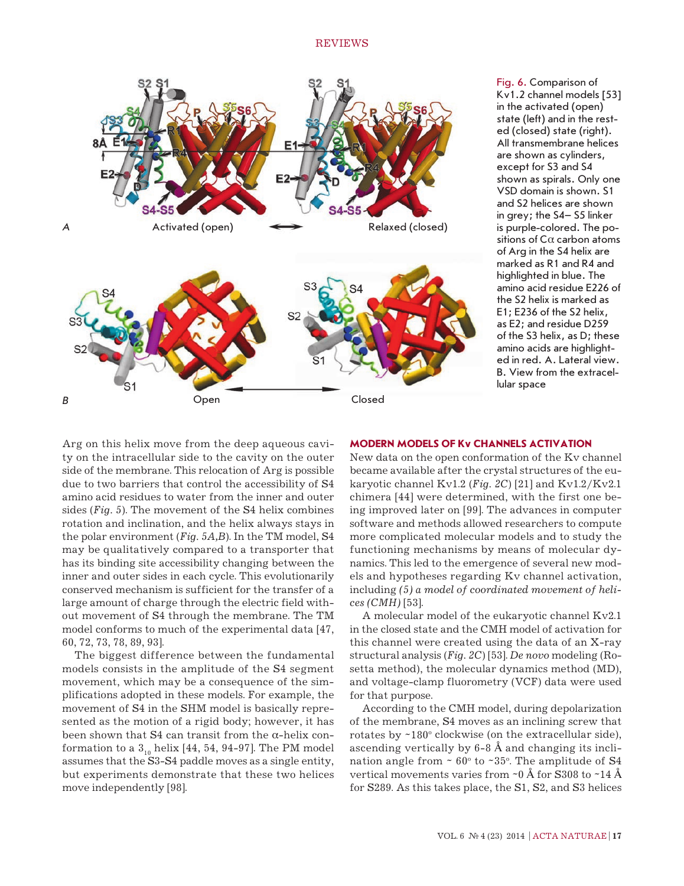Fig. 6. Comparison of Kv1.2 channel models [53] in the activated (open) state (left) and in the rested (closed) state (right). All transmembrane helices are shown as cylinders, except for S3 and S4 shown as spirals. Only one VSD domain is shown. S1 and S2 helices are shown in grey; the S4– S5 linker is purple-colored. The positions of Cα carbon atoms of Arg in the S4 helix are marked as R1 and R4 and highlighted in blue. The amino acid residue E226 of the S2 helix is marked as E1; E236 of the S2 helix, as E2; and residue D259 of the S3 helix, as D; these amino acids are highlighted in red. A. Lateral view. B. View from the extracellular space

Arg on this helix move from the deep aqueous cavity on the intracellular side to the cavity on the outer side of the membrane. This relocation of Arg is possible due to two barriers that control the accessibility of S4 amino acid residues to water from the inner and outer sides (*Fig. 5*). The movement of the S4 helix combines rotation and inclination, and the helix always stays in the polar environment (*Fig. 5A,B*). In the TM model, S4 may be qualitatively compared to a transporter that has its binding site accessibility changing between the inner and outer sides in each cycle. This evolutionarily conserved mechanism is sufficient for the transfer of a large amount of charge through the electric field without movement of S4 through the membrane. The TM model conforms to much of the experimental data [47, 60, 72, 73, 78, 89, 93].

The biggest difference between the fundamental models consists in the amplitude of the S4 segment movement, which may be a consequence of the simplifications adopted in these models. For example, the movement of S4 in the SHM model is basically represented as the motion of a rigid body; however, it has been shown that S4 can transit from the α-helix conformation to a $3_{10}$ helix [44, 54, 94-97]. The PM model assumes that the S3-S4 paddle moves as a single entity, but experiments demonstrate that these two helices move independently [98].

## MODERN MODELS OF Kv CHANNELS ACTIVATION

New data on the open conformation of the Kv channel became available after the crystal structures of the eukaryotic channel Kv1.2 (*Fig. 2C*) [21] and Kv1.2/Kv2.1 chimera [44] were determined, with the first one being improved later on [99]. The advances in computer software and methods allowed researchers to compute more complicated molecular models and to study the functioning mechanisms by means of molecular dynamics. This led to the emergence of several new models and hypotheses regarding Kv channel activation, including *(5) a model of coordinated movement of helices (CMH)* [53].

A molecular model of the eukaryotic channel Kv2.1 in the closed state and the CMH model of activation for this channel were created using the data of an X-ray structural analysis (*Fig. 2C*) [53]. *De novo* modeling (Rosetta method), the molecular dynamics method (MD), and voltage-clamp fluorometry (VCF) data were used for that purpose.

According to the CMH model, during depolarization of the membrane, S4 moves as an inclining screw that rotates by ~180° clockwise (on the extracellular side), ascending vertically by 6-8 Å and changing its inclination angle from ~ 60° to ~35°. The amplitude of S4 vertical movements varies from ~0 Å for S308 to ~14 Å for S289. As this takes place, the S1, S2, and S3 helices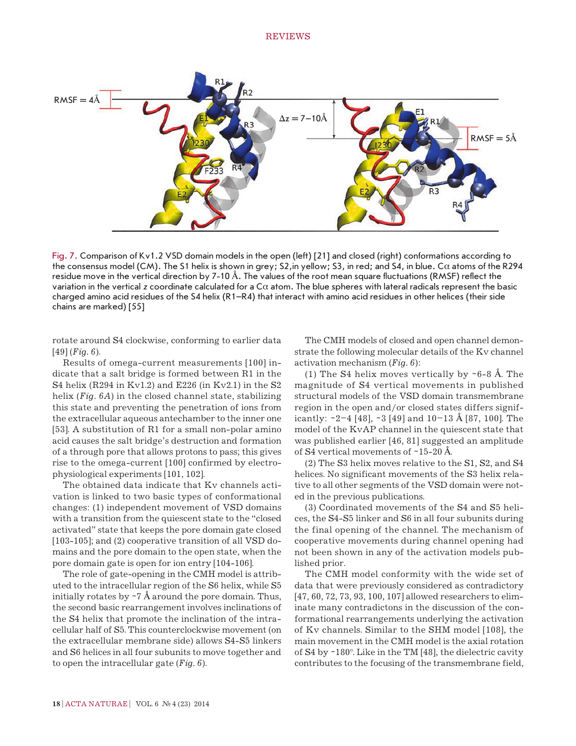Fig. 7. Comparison of Kv1.2 VSD domain models in the open (left) [21] and closed (right) conformations according to the consensus model (CM). The S1 helix is shown in grey; S2,in yellow; S3, in red; and S4, in blue. Cα atoms of the R294 residue move in the vertical direction by 7-10 Å. The values of the root mean square fluctuations (RMSF) reflect the variation in the vertical z coordinate calculated for a Cα atom. The blue spheres with lateral radicals represent the basic charged amino acid residues of the S4 helix (R1–R4) that interact with amino acid residues in other helices (their side chains are marked) [55]

rotate around S4 clockwise, conforming to earlier data [49] (*Fig. 6*).

Results of omega-current measurements [100] indicate that a salt bridge is formed between R1 in the S4 helix (R294 in Kv1.2) and E226 (in Kv2.1) in the S2 helix (*Fig. 6A*) in the closed channel state, stabilizing this state and preventing the penetration of ions from the extracellular aqueous antechamber to the inner one [53]. A substitution of R1 for a small non-polar amino acid causes the salt bridge's destruction and formation of a through pore that allows protons to pass; this gives rise to the omega-current [100] confirmed by electrophysiological experiments [101, 102].

The obtained data indicate that Kv channels activation is linked to two basic types of conformational changes: (1) independent movement of VSD domains with a transition from the quiescent state to the "closed activated" state that keeps the pore domain gate closed [103-105]; and (2) cooperative transition of all VSD domains and the pore domain to the open state, when the pore domain gate is open for ion entry [104-106].

The role of gate-opening in the CMH model is attributed to the intracellular region of the S6 helix, while S5 initially rotates by ~7 Å around the pore domain. Thus, the second basic rearrangement involves inclinations of the S4 helix that promote the inclination of the intracellular half of S5. This counterclockwise movement (on the extracellular membrane side) allows S4-S5 linkers and S6 helices in all four subunits to move together and to open the intracellular gate (*Fig. 6*).

The CMH models of closed and open channel demonstrate the following molecular details of the Kv channel activation mechanism (*Fig. 6*):

(1) The S4 helix moves vertically by ~6-8 Å. The magnitude of S4 vertical movements in published structural models of the VSD domain transmembrane region in the open and/or closed states differs significantly: ~2–4 [48], ~3 [49] and 10–13 Å [87, 100]. The model of the KvAP channel in the quiescent state that was published earlier [46, 81] suggested an amplitude of S4 vertical movements of ~15-20 Å.

(2) The S3 helix moves relative to the S1, S2, and S4 helices. No significant movements of the S3 helix relative to all other segments of the VSD domain were noted in the previous publications.

(3) Coordinated movements of the S4 and S5 helices, the S4-S5 linker and S6 in all four subunits during the final opening of the channel. The mechanism of cooperative movements during channel opening had not been shown in any of the activation models published prior.

The CMH model conformity with the wide set of data that were previously considered as contradictory [47, 60, 72, 73, 93, 100, 107] allowed researchers to eliminate many contradictons in the discussion of the conformational rearrangements underlying the activation of Kv channels. Similar to the SHM model [108], the main movement in the CMH model is the axial rotation of S4 by ~180°. Like in the TM [48], the dielectric cavity contributes to the focusing of the transmembrane field,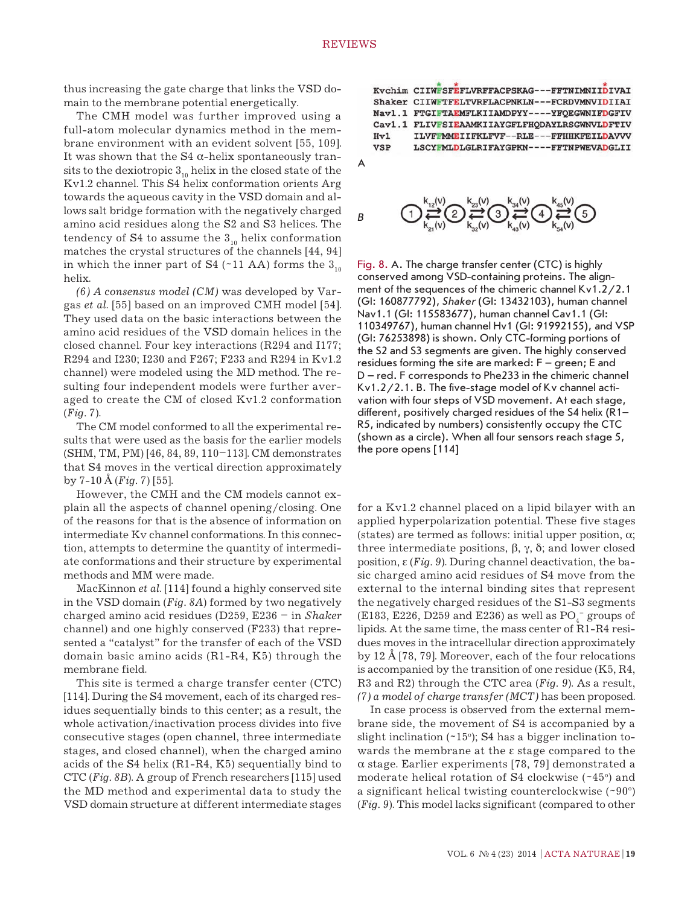thus increasing the gate charge that links the VSD domain to the membrane potential energetically.

The CMH model was further improved using a full-atom molecular dynamics method in the membrane environment with an evident solvent [55, 109]. It was shown that the S4 α-helix spontaneously transits to the dexiotropic $3_{10}$ helix in the closed state of the Kv1.2 channel. This S4 helix conformation orients Arg towards the aqueous cavity in the VSD domain and allows salt bridge formation with the negatively charged amino acid residues along the S2 and S3 helices. The tendency of S4 to assume the $3_{10}$ helix conformation matches the crystal structures of the channels [44, 94] in which the inner part of S4 (~11 AA) forms the $3_{10}$ helix.

*(6) A consensus model (CM)* was developed by Vargas *et al.* [55] based on an improved CMH model [54]. They used data on the basic interactions between the amino acid residues of the VSD domain helices in the closed channel. Four key interactions (R294 and I177; R294 and I230; I230 and F267; F233 and R294 in Kv1.2 channel) were modeled using the MD method. The resulting four independent models were further averaged to create the CM of closed Kv1.2 conformation (*Fig. 7*).

The CM model conformed to all the experimental results that were used as the basis for the earlier models (SHM, TM, PM) [46, 84, 89, 110–113]. CM demonstrates that S4 moves in the vertical direction approximately by 7-10 Å (*Fig. 7*) [55].

However, the CMH and the CM models cannot explain all the aspects of channel opening/closing. One of the reasons for that is the absence of information on intermediate Kv channel conformations. In this connection, attempts to determine the quantity of intermediate conformations and their structure by experimental methods and MM were made.

MacKinnon *et al.* [114] found a highly conserved site in the VSD domain (*Fig. 8A*) formed by two negatively charged amino acid residues (D259, E236 – in *Shaker* channel) and one highly conserved (F233) that represented a "catalyst" for the transfer of each of the VSD domain basic amino acids (R1-R4, K5) through the membrane field.

This site is termed a charge transfer center (CTC) [114]. During the S4 movement, each of its charged residues sequentially binds to this center; as a result, the whole activation/inactivation process divides into five consecutive stages (open channel, three intermediate stages, and closed channel), when the charged amino acids of the S4 helix (R1-R4, K5) sequentially bind to CTC (*Fig. 8B*). A group of French researchers [115] used the MD method and experimental data to study the VSD domain structure at different intermediate stages

```
A
Kvchim  CIIWFSFEFLVRFFACPSKAG---FFTNIMNIIDIVAI
Shaker  CIIWFTFELTVRFLACPNKLN---FCRDVMNVIDIIAI
Nav1.1  FTGIFTAEMFLKIIAMDPYY----YFQEGWNIFDGFIV
Cav1.1  FLIVFSIEAAMKIIAYGFLFHQDAYLRSGWNVLDFTIV
Hv1     ILVFFMMEIIFKLFVF--RLE---FFHHKFEILDAVVV
VSP     LSCYFMLDLGLRIFAYGPKN----FFTNPWEVADGLII
```

B

$$1 \underset{k_{21}(v)}{\overset{k_{12}(v)}{\rightleftarrows}} 2 \underset{k_{32}(v)}{\overset{k_{23}(v)}{\rightleftarrows}} 3 \underset{k_{43}(v)}{\overset{k_{34}(v)}{\rightleftarrows}} 4 \underset{k_{54}(v)}{\overset{k_{45}(v)}{\rightleftarrows}} 5$$

Fig. 8. A. The charge transfer center (CTC) is highly conserved among VSD-containing proteins. The alignment of the sequences of the chimeric channel Kv1.2/2.1 (GI: 160877792), *Shaker* (GI: 13432103), human channel Nav1.1 (GI: 115583677), human channel Cav1.1 (GI: 110349767), human channel Hv1 (GI: 91992155), and VSP (GI: 76253898) is shown. Only CTC-forming portions of the S2 and S3 segments are given. The highly conserved residues forming the site are marked: F – green; E and D – red. F corresponds to Phe233 in the chimeric channel Kv1.2/2.1. B. The five-stage model of Kv channel activation with four steps of VSD movement. At each stage, different, positively charged residues of the S4 helix (R1–R5, indicated by numbers) consistently occupy the CTC (shown as a circle). When all four sensors reach stage 5, the pore opens [114]

for a Kv1.2 channel placed on a lipid bilayer with an applied hyperpolarization potential. These five stages (states) are termed as follows: initial upper position, α; three intermediate positions, β, γ, δ; and lower closed position, ε (*Fig. 9*). During channel deactivation, the basic charged amino acid residues of S4 move from the external to the internal binding sites that represent the negatively charged residues of the S1-S3 segments (E183, E226, D259 and E236) as well as $PO_4^-$ groups of lipids. At the same time, the mass center of R1-R4 residues moves in the intracellular direction approximately by 12 Å [78, 79]. Moreover, each of the four relocations is accompanied by the transition of one residue (K5, R4, R3 and R2) through the CTC area (*Fig. 9*). As a result, *(7) a model of charge transfer (MCT)* has been proposed.

In case process is observed from the external membrane side, the movement of S4 is accompanied by a slight inclination (~15°); S4 has a bigger inclination towards the membrane at the ε stage compared to the α stage. Earlier experiments [78, 79] demonstrated a moderate helical rotation of S4 clockwise (~45°) and a significant helical twisting counterclockwise (~90°) (*Fig. 9*). This model lacks significant (compared to other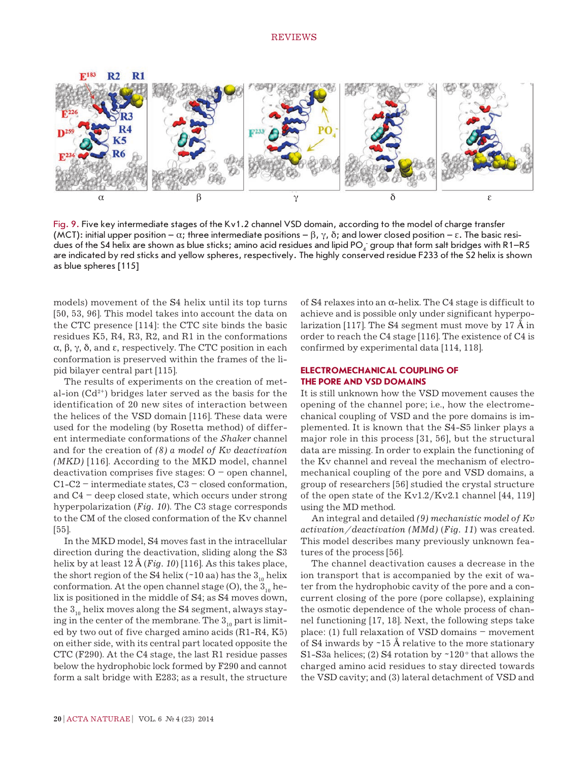Fig. 9. Five key intermediate stages of the Kv1.2 channel VSD domain, according to the model of charge transfer (MCT): initial upper position – α; three intermediate positions – β, γ, δ; and lower closed position – ε. The basic residues of the S4 helix are shown as blue sticks; amino acid residues and lipid $PO_4^-$ group that form salt bridges with R1–R5 are indicated by red sticks and yellow spheres, respectively. The highly conserved residue F233 of the S2 helix is shown as blue spheres [115]

models) movement of the S4 helix until its top turns [50, 53, 96]. This model takes into account the data on the CTC presence [114]: the CTC site binds the basic residues K5, R4, R3, R2, and R1 in the conformations α, β, γ, δ, and ε, respectively. The CTC position in each conformation is preserved within the frames of the lipid bilayer central part [115].

The results of experiments on the creation of metal-ion ($Cd^{2+}$) bridges later served as the basis for the identification of 20 new sites of interaction between the helices of the VSD domain [116]. These data were used for the modeling (by Rosetta method) of different intermediate conformations of the *Shaker* channel and for the creation of *(8) a model of Kv deactivation (MKD)* [116]. According to the MKD model, channel deactivation comprises five stages: O – open channel, C1-C2 – intermediate states, C3 – closed conformation, and C4 – deep closed state, which occurs under strong hyperpolarization (*Fig. 10*). The C3 stage corresponds to the CM of the closed conformation of the Kv channel [55].

In the MKD model, S4 moves fast in the intracellular direction during the deactivation, sliding along the S3 helix by at least 12 Å (*Fig. 10*) [116]. As this takes place, the short region of the S4 helix (~10 aa) has the $3_{10}$ helix conformation. At the open channel stage (O), the $3_{10}$ helix is positioned in the middle of S4; as S4 moves down, the $3_{10}$ helix moves along the S4 segment, always staying in the center of the membrane. The $3_{10}$ part is limited by two out of five charged amino acids (R1-R4, K5) on either side, with its central part located opposite the CTC (F290). At the C4 stage, the last R1 residue passes below the hydrophobic lock formed by F290 and cannot form a salt bridge with E283; as a result, the structure of S4 relaxes into an α-helix. The C4 stage is difficult to achieve and is possible only under significant hyperpolarization [117]. The S4 segment must move by 17 Å in order to reach the C4 stage [116]. The existence of C4 is confirmed by experimental data [114, 118].

## ELECTROMECHANICAL COUPLING OF THE PORE AND VSD DOMAINS

It is still unknown how the VSD movement causes the opening of the channel pore; i.e., how the electromechanical coupling of VSD and the pore domains is implemented. It is known that the S4-S5 linker plays a major role in this process [31, 56], but the structural data are missing. In order to explain the functioning of the Kv channel and reveal the mechanism of electromechanical coupling of the pore and VSD domains, a group of researchers [56] studied the crystal structure of the open state of the Kv1.2/Kv2.1 channel [44, 119] using the MD method.

An integral and detailed *(9) mechanistic model of Kv activation/deactivation (MMd)* (*Fig. 11*) was created. This model describes many previously unknown features of the process [56].

The channel deactivation causes a decrease in the ion transport that is accompanied by the exit of water from the hydrophobic cavity of the pore and a concurrent closing of the pore (pore collapse), explaining the osmotic dependence of the whole process of channel functioning [17, 18]. Next, the following steps take place: (1) full relaxation of VSD domains – movement of S4 inwards by ~15 Å relative to the more stationary S1-S3a helices; (2) S4 rotation by ~120° that allows the charged amino acid residues to stay directed towards the VSD cavity; and (3) lateral detachment of VSD and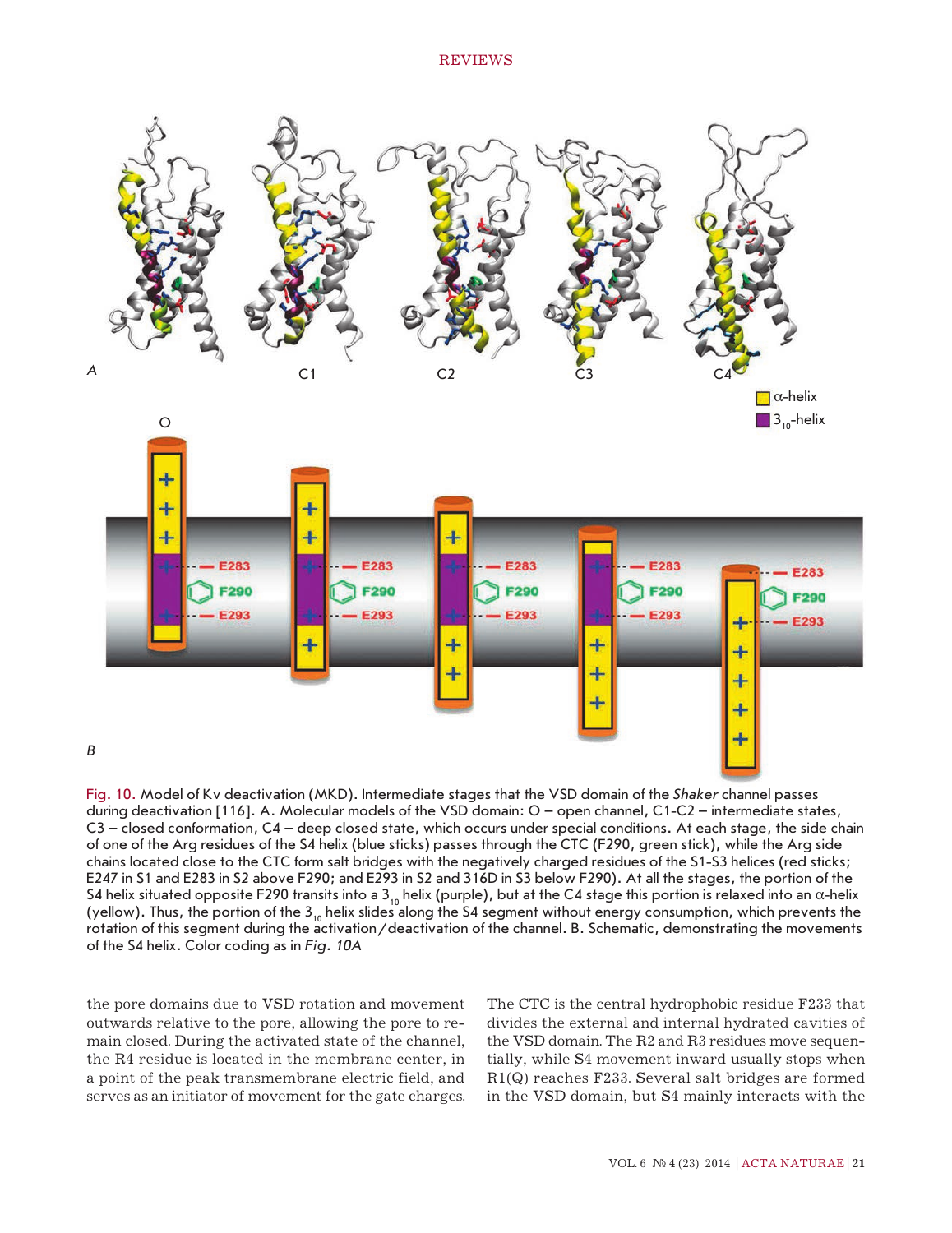Fig. 10. Model of Kv deactivation (MKD). Intermediate stages that the VSD domain of the *Shaker* channel passes during deactivation [116]. A. Molecular models of the VSD domain: O – open channel, C1-C2 – intermediate states, C3 – closed conformation, C4 – deep closed state, which occurs under special conditions. At each stage, the side chain of one of the Arg residues of the S4 helix (blue sticks) passes through the CTC (F290, green stick), while the Arg side chains located close to the CTC form salt bridges with the negatively charged residues of the S1-S3 helices (red sticks; E247 in S1 and E283 in S2 above F290; and E293 in S2 and 316D in S3 below F290). At all the stages, the portion of the S4 helix situated opposite F290 transits into a $3_{10}$ helix (purple), but at the C4 stage this portion is relaxed into an α-helix (yellow). Thus, the portion of the $3_{10}$ helix slides along the S4 segment without energy consumption, which prevents the rotation of this segment during the activation/deactivation of the channel. B. Schematic, demonstrating the movements of the S4 helix. Color coding as in *Fig. 10A*

the pore domains due to VSD rotation and movement outwards relative to the pore, allowing the pore to remain closed. During the activated state of the channel, the R4 residue is located in the membrane center, in a point of the peak transmembrane electric field, and serves as an initiator of movement for the gate charges. The CTC is the central hydrophobic residue F233 that divides the external and internal hydrated cavities of the VSD domain. The R2 and R3 residues move sequentially, while S4 movement inward usually stops when R1(Q) reaches F233. Several salt bridges are formed in the VSD domain, but S4 mainly interacts with the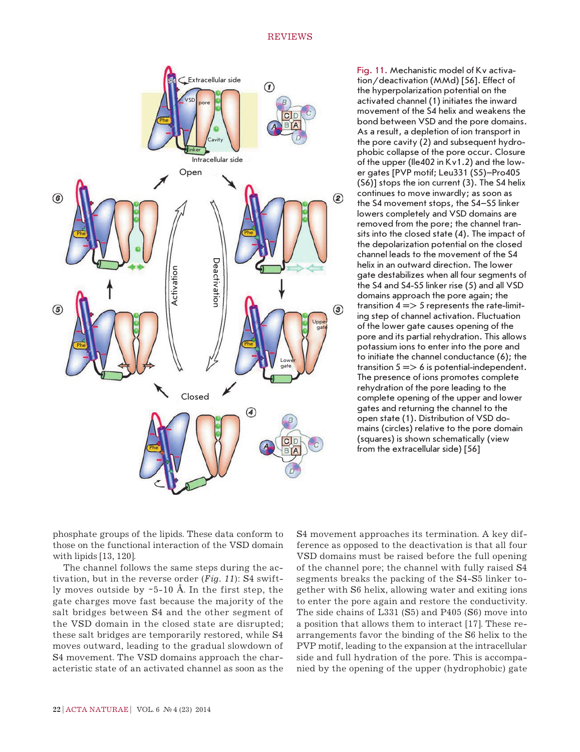Fig. 11. Mechanistic model of Kv activation/deactivation (MMd) [56]. Effect of the hyperpolarization potential on the activated channel (1) initiates the inward movement of the S4 helix and weakens the bond between VSD and the pore domains. As a result, a depletion of ion transport in the pore cavity (2) and subsequent hydrophobic collapse of the pore occur. Closure of the upper (Ile402 in Kv1.2) and the lower gates [PVP motif; Leu331 (S5)–Pro405 (S6)] stops the ion current (3). The S4 helix continues to move inwardly; as soon as the S4 movement stops, the S4–S5 linker lowers completely and VSD domains are removed from the pore; the channel transits into the closed state (4). The impact of the depolarization potential on the closed channel leads to the movement of the S4 helix in an outward direction. The lower gate destabilizes when all four segments of the S4 and S4-S5 linker rise (5) and all VSD domains approach the pore again; the transition 4 => 5 represents the rate-limiting step of channel activation. Fluctuation of the lower gate causes opening of the pore and its partial rehydration. This allows potassium ions to enter into the pore and to initiate the channel conductance (6); the transition 5 => 6 is potential-independent. The presence of ions promotes complete rehydration of the pore leading to the complete opening of the upper and lower gates and returning the channel to the open state (1). Distribution of VSD domains (circles) relative to the pore domain (squares) is shown schematically (view from the extracellular side) [56]

phosphate groups of the lipids. These data conform to those on the functional interaction of the VSD domain with lipids [13, 120].

The channel follows the same steps during the activation, but in the reverse order (*Fig. 11*): S4 swiftly moves outside by ~5-10 Å. In the first step, the gate charges move fast because the majority of the salt bridges between S4 and the other segment of the VSD domain in the closed state are disrupted; these salt bridges are temporarily restored, while S4 moves outward, leading to the gradual slowdown of S4 movement. The VSD domains approach the characteristic state of an activated channel as soon as the S4 movement approaches its termination. A key difference as opposed to the deactivation is that all four VSD domains must be raised before the full opening of the channel pore; the channel with fully raised S4 segments breaks the packing of the S4-S5 linker together with S6 helix, allowing water and exiting ions to enter the pore again and restore the conductivity. The side chains of L331 (S5) and P405 (S6) move into a position that allows them to interact [17]. These rearrangements favor the binding of the S6 helix to the PVP motif, leading to the expansion at the intracellular side and full hydration of the pore. This is accompanied by the opening of the upper (hydrophobic) gate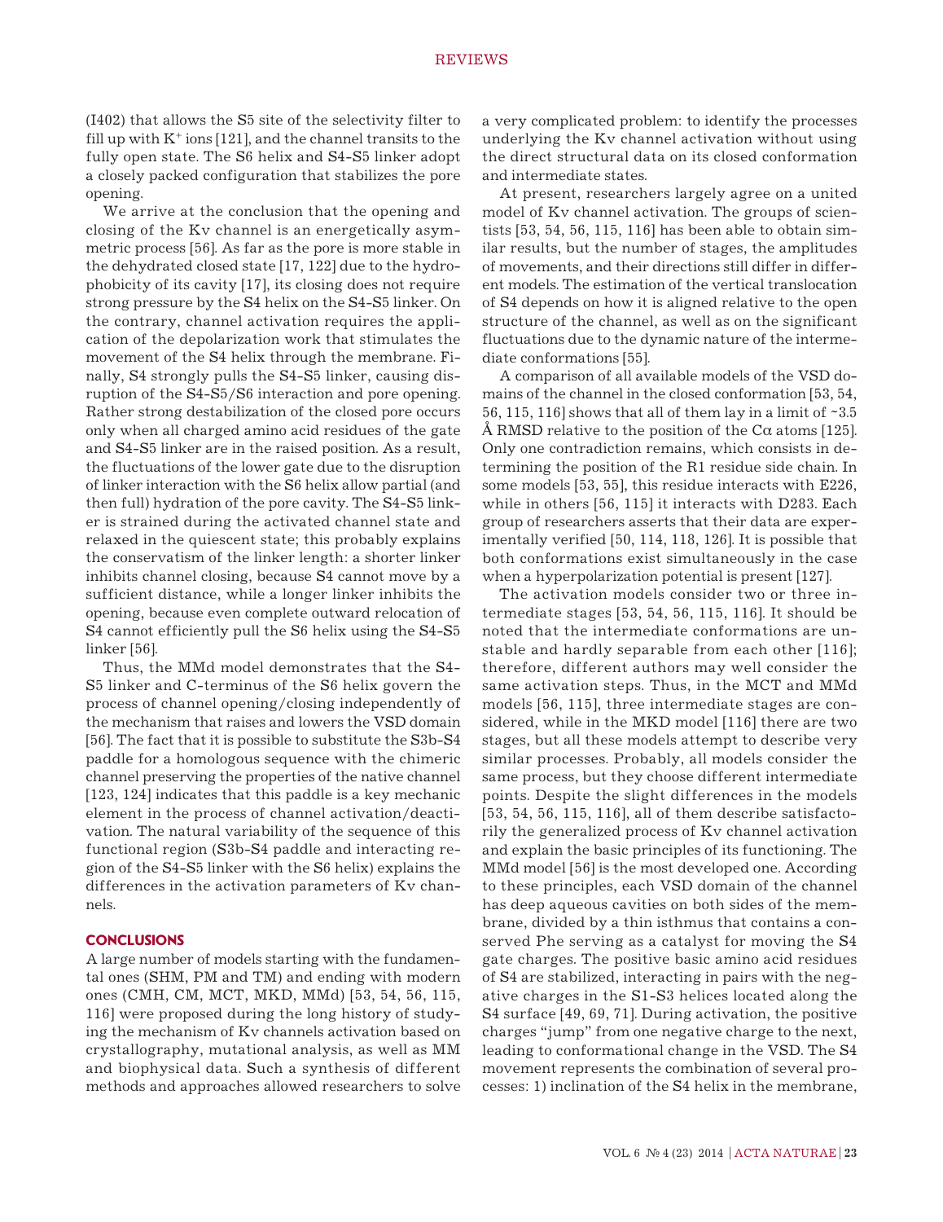(I402) that allows the S5 site of the selectivity filter to fill up with $K^+$ ions [121], and the channel transits to the fully open state. The S6 helix and S4-S5 linker adopt a closely packed configuration that stabilizes the pore opening.

We arrive at the conclusion that the opening and closing of the Kv channel is an energetically asymmetric process [56]. As far as the pore is more stable in the dehydrated closed state [17, 122] due to the hydrophobicity of its cavity [17], its closing does not require strong pressure by the S4 helix on the S4-S5 linker. On the contrary, channel activation requires the application of the depolarization work that stimulates the movement of the S4 helix through the membrane. Finally, S4 strongly pulls the S4-S5 linker, causing disruption of the S4-S5/S6 interaction and pore opening. Rather strong destabilization of the closed pore occurs only when all charged amino acid residues of the gate and S4-S5 linker are in the raised position. As a result, the fluctuations of the lower gate due to the disruption of linker interaction with the S6 helix allow partial (and then full) hydration of the pore cavity. The S4-S5 linker is strained during the activated channel state and relaxed in the quiescent state; this probably explains the conservatism of the linker length: a shorter linker inhibits channel closing, because S4 cannot move by a sufficient distance, while a longer linker inhibits the opening, because even complete outward relocation of S4 cannot efficiently pull the S6 helix using the S4-S5 linker [56].

Thus, the MMd model demonstrates that the S4-S5 linker and C-terminus of the S6 helix govern the process of channel opening/closing independently of the mechanism that raises and lowers the VSD domain [56]. The fact that it is possible to substitute the S3b-S4 paddle for a homologous sequence with the chimeric channel preserving the properties of the native channel [123, 124] indicates that this paddle is a key mechanic element in the process of channel activation/deactivation. The natural variability of the sequence of this functional region (S3b-S4 paddle and interacting region of the S4-S5 linker with the S6 helix) explains the differences in the activation parameters of Kv channels.

## CONCLUSIONS

A large number of models starting with the fundamental ones (SHM, PM and TM) and ending with modern ones (CMH, CM, MCT, MKD, MMd) [53, 54, 56, 115, 116] were proposed during the long history of studying the mechanism of Kv channels activation based on crystallography, mutational analysis, as well as MM and biophysical data. Such a synthesis of different methods and approaches allowed researchers to solve a very complicated problem: to identify the processes underlying the Kv channel activation without using the direct structural data on its closed conformation and intermediate states.

At present, researchers largely agree on a united model of Kv channel activation. The groups of scientists [53, 54, 56, 115, 116] has been able to obtain similar results, but the number of stages, the amplitudes of movements, and their directions still differ in different models. The estimation of the vertical translocation of S4 depends on how it is aligned relative to the open structure of the channel, as well as on the significant fluctuations due to the dynamic nature of the intermediate conformations [55].

A comparison of all available models of the VSD domains of the channel in the closed conformation [53, 54, 56, 115, 116] shows that all of them lay in a limit of ~3.5 Å RMSD relative to the position of the Cα atoms [125]. Only one contradiction remains, which consists in determining the position of the R1 residue side chain. In some models [53, 55], this residue interacts with E226, while in others [56, 115] it interacts with D283. Each group of researchers asserts that their data are experimentally verified [50, 114, 118, 126]. It is possible that both conformations exist simultaneously in the case when a hyperpolarization potential is present [127].

The activation models consider two or three intermediate stages [53, 54, 56, 115, 116]. It should be noted that the intermediate conformations are unstable and hardly separable from each other [116]; therefore, different authors may well consider the same activation steps. Thus, in the MCT and MMd models [56, 115], three intermediate stages are considered, while in the MKD model [116] there are two stages, but all these models attempt to describe very similar processes. Probably, all models consider the same process, but they choose different intermediate points. Despite the slight differences in the models [53, 54, 56, 115, 116], all of them describe satisfactorily the generalized process of Kv channel activation and explain the basic principles of its functioning. The MMd model [56] is the most developed one. According to these principles, each VSD domain of the channel has deep aqueous cavities on both sides of the membrane, divided by a thin isthmus that contains a conserved Phe serving as a catalyst for moving the S4 gate charges. The positive basic amino acid residues of S4 are stabilized, interacting in pairs with the negative charges in the S1-S3 helices located along the S4 surface [49, 69, 71]. During activation, the positive charges "jump" from one negative charge to the next, leading to conformational change in the VSD. The S4 movement represents the combination of several processes: 1) inclination of the S4 helix in the membrane,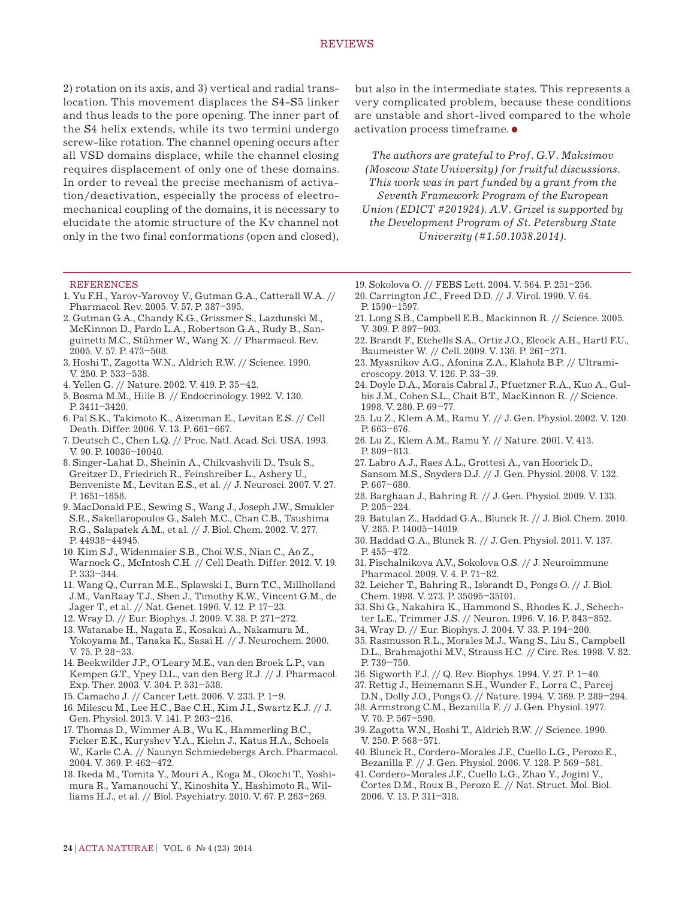2) rotation on its axis, and 3) vertical and radial translocation. This movement displaces the S4-S5 linker and thus leads to the pore opening. The inner part of the S4 helix extends, while its two termini undergo screw-like rotation. The channel opening occurs after all VSD domains displace, while the channel closing requires displacement of only one of these domains. In order to reveal the precise mechanism of activation/deactivation, especially the process of electromechanical coupling of the domains, it is necessary to elucidate the atomic structure of the Kv channel not only in the two final conformations (open and closed), but also in the intermediate states. This represents a very complicated problem, because these conditions are unstable and short-lived compared to the whole activation process timeframe. ●

*The authors are grateful to Prof. G.V. Maksimov (Moscow State University) for fruitful discussions. This work was in part funded by a grant from the Seventh Framework Program of the European Union (EDICT #201924). A.V. Grizel is supported by the Development Program of St. Petersburg State University (#1.50.1038.2014).*

## REFERENCES

1. Yu F.H., Yarov-Yarovoy V., Gutman G.A., Catterall W.A. // Pharmacol. Rev. 2005. V. 57. P. 387–395.
2. Gutman G.A., Chandy K.G., Grissmer S., Lazdunski M., McKinnon D., Pardo L.A., Robertson G.A., Rudy B., Sanguinetti M.C., Stühmer W., Wang X. // Pharmacol. Rev. 2005. V. 57. P. 473–508.
3. Hoshi T., Zagotta W.N., Aldrich R.W. // Science. 1990. V. 250. P. 533–538.
4. Yellen G. // Nature. 2002. V. 419. P. 35–42.
5. Bosma M.M., Hille B. // Endocrinology. 1992. V. 130. P. 3411–3420.
6. Pal S.K., Takimoto K., Aizenman E., Levitan E.S. // Cell Death. Differ. 2006. V. 13. P. 661–667.
7. Deutsch C., Chen L.Q. // Proc. Natl. Acad. Sci. USA. 1993. V. 90. P. 10036–10040.
8. Singer-Lahat D., Sheinin A., Chikvashvili D., Tsuk S., Greitzer D., Friedrich R., Feinshreiber L., Ashery U., Benveniste M., Levitan E.S., et al. // J. Neurosci. 2007. V. 27. P. 1651–1658.
9. MacDonald P.E., Sewing S., Wang J., Joseph J.W., Smukler S.R., Sakellaropoulos G., Saleh M.C., Chan C.B., Tsushima R.G., Salapatek A.M., et al. // J. Biol. Chem. 2002. V. 277. P. 44938–44945.
10. Kim S.J., Widenmaier S.B., Choi W.S., Nian C., Ao Z., Warnock G., McIntosh C.H. // Cell Death. Differ. 2012. V. 19. P. 333–344.
11. Wang Q., Curran M.E., Splawski I., Burn T.C., Millholland J.M., VanRaay T.J., Shen J., Timothy K.W., Vincent G.M., de Jager T., et al. // Nat. Genet. 1996. V. 12. P. 17–23.
12. Wray D. // Eur. Biophys. J. 2009. V. 38. P. 271–272.
13. Watanabe H., Nagata E., Kosakai A., Nakamura M., Yokoyama M., Tanaka K., Sasai H. // J. Neurochem. 2000. V. 75. P. 28–33.
14. Beekwilder J.P., O'Leary M.E., van den Broek L.P., van Kempen G.T., Ypey D.L., van den Berg R.J. // J. Pharmacol. Exp. Ther. 2003. V. 304. P. 531–538.
15. Camacho J. // Cancer Lett. 2006. V. 233. P. 1–9.
16. Milescu M., Lee H.C., Bae C.H., Kim J.I., Swartz K.J. // J. Gen. Physiol. 2013. V. 141. P. 203–216.
17. Thomas D., Wimmer A.B., Wu K., Hammerling B.C., Ficker E.K., Kuryshev Y.A., Kiehn J., Katus H.A., Schoels W., Karle C.A. // Naunyn Schmiedebergs Arch. Pharmacol. 2004. V. 369. P. 462–472.
18. Ikeda M., Tomita Y., Mouri A., Koga M., Okochi T., Yoshimura R., Yamanouchi Y., Kinoshita Y., Hashimoto R., Williams H.J., et al. // Biol. Psychiatry. 2010. V. 67. P. 263–269.
19. Sokolova O. // FEBS Lett. 2004. V. 564. P. 251–256.
20. Carrington J.C., Freed D.D. // J. Virol. 1990. V. 64. P. 1590–1597.
21. Long S.B., Campbell E.B., Mackinnon R. // Science. 2005. V. 309. P. 897–903.
22. Brandt F., Etchells S.A., Ortiz J.O., Elcock A.H., Hartl F.U., Baumeister W. // Cell. 2009. V. 136. P. 261–271.
23. Myasnikov A.G., Afonina Z.A., Klaholz B.P. // Ultramicroscopy. 2013. V. 126. P. 33–39.
24. Doyle D.A., Morais Cabral J., Pfuetzner R.A., Kuo A., Gulbis J.M., Cohen S.L., Chait B.T., MacKinnon R. // Science. 1998. V. 280. P. 69–77.
25. Lu Z., Klem A.M., Ramu Y. // J. Gen. Physiol. 2002. V. 120. P. 663–676.
26. Lu Z., Klem A.M., Ramu Y. // Nature. 2001. V. 413. P. 809–813.
27. Labro A.J., Raes A.L., Grottesi A., van Hoorick D., Sansom M.S., Snyders D.J. // J. Gen. Physiol. 2008. V. 132. P. 667–680.
28. Barghaan J., Bahring R. // J. Gen. Physiol. 2009. V. 133. P. 205–224.
29. Batulan Z., Haddad G.A., Blunck R. // J. Biol. Chem. 2010. V. 285. P. 14005–14019.
30. Haddad G.A., Blunck R. // J. Gen. Physiol. 2011. V. 137. P. 455–472.
31. Pischalnikova A.V., Sokolova O.S. // J. Neuroimmune Pharmacol. 2009. V. 4. P. 71–82.
32. Leicher T., Bahring R., Isbrandt D., Pongs O. // J. Biol. Chem. 1998. V. 273. P. 35095–35101.
33. Shi G., Nakahira K., Hammond S., Rhodes K. J., Schechter L.E., Trimmer J.S. // Neuron. 1996. V. 16. P. 843–852.
34. Wray D. // Eur. Biophys. J. 2004. V. 33. P. 194–200.
35. Rasmusson R.L., Morales M.J., Wang S., Liu S., Campbell D.L., Brahmajothi M.V., Strauss H.C. // Circ. Res. 1998. V. 82. P. 739–750.
36. Sigworth F.J. // Q. Rev. Biophys. 1994. V. 27. P. 1–40.
37. Rettig J., Heinemann S.H., Wunder F., Lorra C., Parcej D.N., Dolly J.O., Pongs O. // Nature. 1994. V. 369. P. 289–294.
38. Armstrong C.M., Bezanilla F. // J. Gen. Physiol. 1977. V. 70. P. 567–590.
39. Zagotta W.N., Hoshi T., Aldrich R.W. // Science. 1990. V. 250. P. 568–571.
40. Blunck R., Cordero-Morales J.F., Cuello L.G., Perozo E., Bezanilla F. // J. Gen. Physiol. 2006. V. 128. P. 569–581.
41. Cordero-Morales J.F., Cuello L.G., Zhao Y., Jogini V., Cortes D.M., Roux B., Perozo E. // Nat. Struct. Mol. Biol. 2006. V. 13. P. 311–318.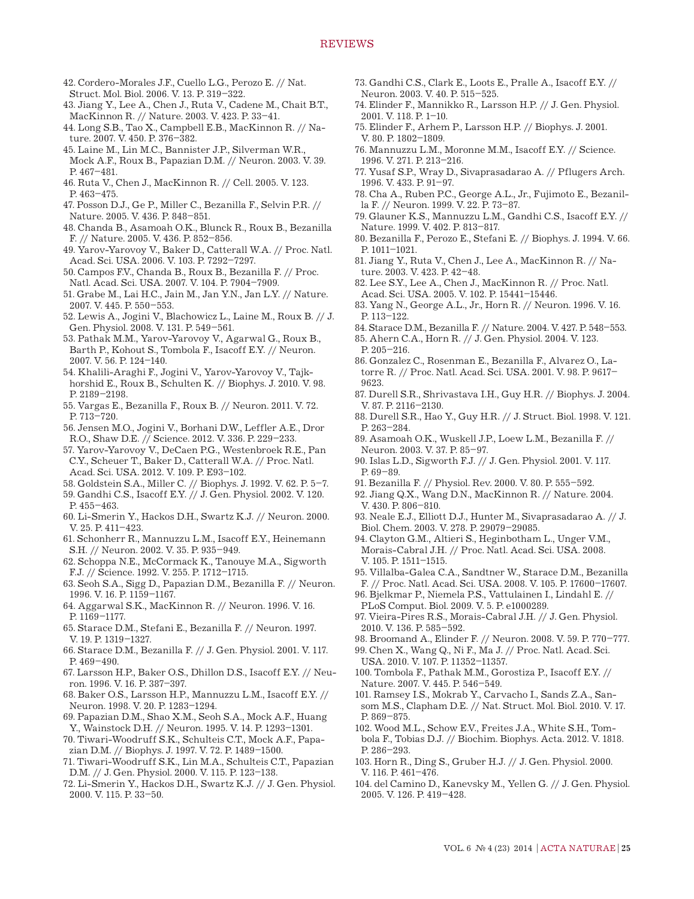42. Cordero-Morales J.F., Cuello L.G., Perozo E. // Nat. Struct. Mol. Biol. 2006. V. 13. P. 319–322.
43. Jiang Y., Lee A., Chen J., Ruta V., Cadene M., Chait B.T., MacKinnon R. // Nature. 2003. V. 423. P. 33–41.
44. Long S.B., Tao X., Campbell E.B., MacKinnon R. // Nature. 2007. V. 450. P. 376–382.
45. Laine M., Lin M.C., Bannister J.P., Silverman W.R., Mock A.F., Roux B., Papazian D.M. // Neuron. 2003. V. 39. P. 467–481.
46. Ruta V., Chen J., MacKinnon R. // Cell. 2005. V. 123. P. 463–475.
47. Posson D.J., Ge P., Miller C., Bezanilla F., Selvin P.R. // Nature. 2005. V. 436. P. 848–851.
48. Chanda B., Asamoah O.K., Blunck R., Roux B., Bezanilla F. // Nature. 2005. V. 436. P. 852–856.
49. Yarov-Yarovoy V., Baker D., Catterall W.A. // Proc. Natl. Acad. Sci. USA. 2006. V. 103. P. 7292–7297.
50. Campos F.V., Chanda B., Roux B., Bezanilla F. // Proc. Natl. Acad. Sci. USA. 2007. V. 104. P. 7904–7909.
51. Grabe M., Lai H.C., Jain M., Jan Y.N., Jan L.Y. // Nature. 2007. V. 445. P. 550–553.
52. Lewis A., Jogini V., Blachowicz L., Laine M., Roux B. // J. Gen. Physiol. 2008. V. 131. P. 549–561.
53. Pathak M.M., Yarov-Yarovoy V., Agarwal G., Roux B., Barth P., Kohout S., Tombola F., Isacoff E.Y. // Neuron. 2007. V. 56. P. 124–140.
54. Khalili-Araghi F., Jogini V., Yarov-Yarovoy V., Tajkhorshid E., Roux B., Schulten K. // Biophys. J. 2010. V. 98. P. 2189–2198.
55. Vargas E., Bezanilla F., Roux B. // Neuron. 2011. V. 72. P. 713–720.
56. Jensen M.O., Jogini V., Borhani D.W., Leffler A.E., Dror R.O., Shaw D.E. // Science. 2012. V. 336. P. 229–233.
57. Yarov-Yarovoy V., DeCaen P.G., Westenbroek R.E., Pan C.Y., Scheuer T., Baker D., Catterall W.A. // Proc. Natl. Acad. Sci. USA. 2012. V. 109. P. E93–102.
58. Goldstein S.A., Miller C. // Biophys. J. 1992. V. 62. P. 5–7.
59. Gandhi C.S., Isacoff E.Y. // J. Gen. Physiol. 2002. V. 120. P. 455–463.
60. Li-Smerin Y., Hackos D.H., Swartz K.J. // Neuron. 2000. V. 25. P. 411–423.
61. Schonherr R., Mannuzzu L.M., Isacoff E.Y., Heinemann S.H. // Neuron. 2002. V. 35. P. 935–949.
62. Schoppa N.E., McCormack K., Tanouye M.A., Sigworth F.J. // Science. 1992. V. 255. P. 1712–1715.
63. Seoh S.A., Sigg D., Papazian D.M., Bezanilla F. // Neuron. 1996. V. 16. P. 1159–1167.
64. Aggarwal S.K., MacKinnon R. // Neuron. 1996. V. 16. P. 1169–1177.
65. Starace D.M., Stefani E., Bezanilla F. // Neuron. 1997. V. 19. P. 1319–1327.
66. Starace D.M., Bezanilla F. // J. Gen. Physiol. 2001. V. 117. P. 469–490.
67. Larsson H.P., Baker O.S., Dhillon D.S., Isacoff E.Y. // Neuron. 1996. V. 16. P. 387–397.
68. Baker O.S., Larsson H.P., Mannuzzu L.M., Isacoff E.Y. // Neuron. 1998. V. 20. P. 1283–1294.
69. Papazian D.M., Shao X.M., Seoh S.A., Mock A.F., Huang Y., Wainstock D.H. // Neuron. 1995. V. 14. P. 1293–1301.
70. Tiwari-Woodruff S.K., Schulteis C.T., Mock A.F., Papazian D.M. // Biophys. J. 1997. V. 72. P. 1489–1500.
71. Tiwari-Woodruff S.K., Lin M.A., Schulteis C.T., Papazian D.M. // J. Gen. Physiol. 2000. V. 115. P. 123–138.
72. Li-Smerin Y., Hackos D.H., Swartz K.J. // J. Gen. Physiol. 2000. V. 115. P. 33–50.
73. Gandhi C.S., Clark E., Loots E., Pralle A., Isacoff E.Y. // Neuron. 2003. V. 40. P. 515–525.
74. Elinder F., Mannikko R., Larsson H.P. // J. Gen. Physiol. 2001. V. 118. P. 1–10.
75. Elinder F., Arhem P., Larsson H.P. // Biophys. J. 2001. V. 80. P. 1802–1809.
76. Mannuzzu L.M., Moronne M.M., Isacoff E.Y. // Science. 1996. V. 271. P. 213–216.
77. Yusaf S.P., Wray D., Sivaprasadarao A. // Pflugers Arch. 1996. V. 433. P. 91–97.
78. Cha A., Ruben P.C., George A.L., Jr., Fujimoto E., Bezanilla F. // Neuron. 1999. V. 22. P. 73–87.
79. Glauner K.S., Mannuzzu L.M., Gandhi C.S., Isacoff E.Y. // Nature. 1999. V. 402. P. 813–817.
80. Bezanilla F., Perozo E., Stefani E. // Biophys. J. 1994. V. 66. P. 1011–1021.
81. Jiang Y., Ruta V., Chen J., Lee A., MacKinnon R. // Nature. 2003. V. 423. P. 42–48.
82. Lee S.Y., Lee A., Chen J., MacKinnon R. // Proc. Natl. Acad. Sci. USA. 2005. V. 102. P. 15441–15446.
83. Yang N., George A.L., Jr., Horn R. // Neuron. 1996. V. 16. P. 113–122.
84. Starace D.M., Bezanilla F. // Nature. 2004. V. 427. P. 548–553.
85. Ahern C.A., Horn R. // J. Gen. Physiol. 2004. V. 123. P. 205–216.
86. Gonzalez C., Rosenman E., Bezanilla F., Alvarez O., Latorre R. // Proc. Natl. Acad. Sci. USA. 2001. V. 98. P. 9617–9623.
87. Durell S.R., Shrivastava I.H., Guy H.R. // Biophys. J. 2004. V. 87. P. 2116–2130.
88. Durell S.R., Hao Y., Guy H.R. // J. Struct. Biol. 1998. V. 121. P. 263–284.
89. Asamoah O.K., Wuskell J.P., Loew L.M., Bezanilla F. // Neuron. 2003. V. 37. P. 85–97.
90. Islas L.D., Sigworth F.J. // J. Gen. Physiol. 2001. V. 117. P. 69–89.
91. Bezanilla F. // Physiol. Rev. 2000. V. 80. P. 555–592.
92. Jiang Q.X., Wang D.N., MacKinnon R. // Nature. 2004. V. 430. P. 806–810.
93. Neale E.J., Elliott D.J., Hunter M., Sivaprasadarao A. // J. Biol. Chem. 2003. V. 278. P. 29079–29085.
94. Clayton G.M., Altieri S., Heginbotham L., Unger V.M., Morais-Cabral J.H. // Proc. Natl. Acad. Sci. USA. 2008. V. 105. P. 1511–1515.
95. Villalba-Galea C.A., Sandtner W., Starace D.M., Bezanilla F. // Proc. Natl. Acad. Sci. USA. 2008. V. 105. P. 17600–17607.
96. Bjelkmar P., Niemela P.S., Vattulainen I., Lindahl E. // PLoS Comput. Biol. 2009. V. 5. P. e1000289.
97. Vieira-Pires R.S., Morais-Cabral J.H. // J. Gen. Physiol. 2010. V. 136. P. 585–592.
98. Broomand A., Elinder F. // Neuron. 2008. V. 59. P. 770–777.
99. Chen X., Wang Q., Ni F., Ma J. // Proc. Natl. Acad. Sci. USA. 2010. V. 107. P. 11352–11357.
100. Tombola F., Pathak M.M., Gorostiza P., Isacoff E.Y. // Nature. 2007. V. 445. P. 546–549.
101. Ramsey I.S., Mokrab Y., Carvacho I., Sands Z.A., Sansom M.S., Clapham D.E. // Nat. Struct. Mol. Biol. 2010. V. 17. P. 869–875.
102. Wood M.L., Schow E.V., Freites J.A., White S.H., Tombola F., Tobias D.J. // Biochim. Biophys. Acta. 2012. V. 1818. P. 286–293.
103. Horn R., Ding S., Gruber H.J. // J. Gen. Physiol. 2000. V. 116. P. 461–476.
104. del Camino D., Kanevsky M., Yellen G. // J. Gen. Physiol. 2005. V. 126. P. 419–428.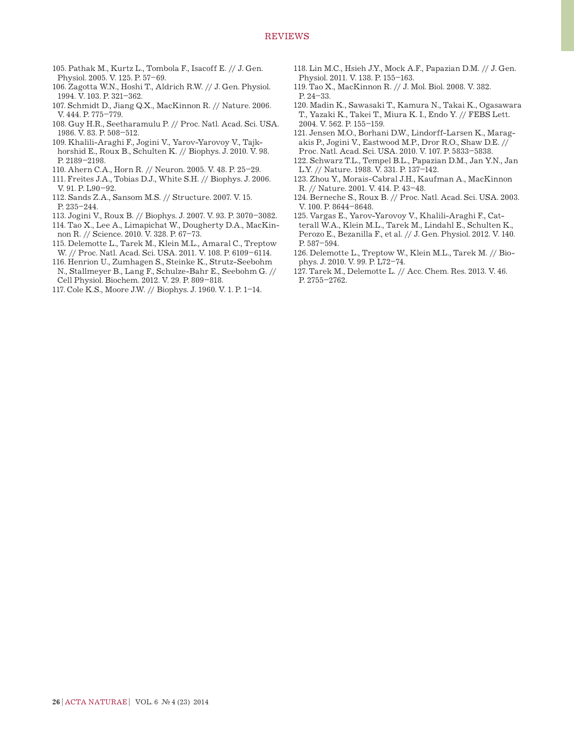105. Pathak M., Kurtz L., Tombola F., Isacoff E. // J. Gen. Physiol. 2005. V. 125. P. 57–69.

106. Zagotta W.N., Hoshi T., Aldrich R.W. // J. Gen. Physiol. 1994. V. 103. P. 321–362.

107. Schmidt D., Jiang Q.X., MacKinnon R. // Nature. 2006. V. 444. P. 775–779.

108. Guy H.R., Seetharamulu P. // Proc. Natl. Acad. Sci. USA. 1986. V. 83. P. 508–512.

109. Khalili-Araghi F., Jogini V., Yarov-Yarovoy V., Tajkhorshid E., Roux B., Schulten K. // Biophys. J. 2010. V. 98. P. 2189–2198.

110. Ahern C.A., Horn R. // Neuron. 2005. V. 48. P. 25–29.

111. Freites J.A., Tobias D.J., White S.H. // Biophys. J. 2006. V. 91. P. L90–92.

112. Sands Z.A., Sansom M.S. // Structure. 2007. V. 15. P. 235–244.

113. Jogini V., Roux B. // Biophys. J. 2007. V. 93. P. 3070–3082.

114. Tao X., Lee A., Limapichat W., Dougherty D.A., MacKinnon R. // Science. 2010. V. 328. P. 67–73.

115. Delemotte L., Tarek M., Klein M.L., Amaral C., Treptow W. // Proc. Natl. Acad. Sci. USA. 2011. V. 108. P. 6109–6114.

116. Henrion U., Zumhagen S., Steinke K., Strutz-Seebohm N., Stallmeyer B., Lang F., Schulze-Bahr E., Seebohm G. // Cell Physiol. Biochem. 2012. V. 29. P. 809–818.

117. Cole K.S., Moore J.W. // Biophys. J. 1960. V. 1. P. 1–14.

118. Lin M.C., Hsieh J.Y., Mock A.F., Papazian D.M. // J. Gen. Physiol. 2011. V. 138. P. 155–163.

119. Tao X., MacKinnon R. // J. Mol. Biol. 2008. V. 382. P. 24–33.

120. Madin K., Sawasaki T., Kamura N., Takai K., Ogasawara T., Yazaki K., Takei T., Miura K. I., Endo Y. // FEBS Lett. 2004. V. 562. P. 155–159.

121. Jensen M.O., Borhani D.W., Lindorff-Larsen K., Maragakis P., Jogini V., Eastwood M.P., Dror R.O., Shaw D.E. // Proc. Natl. Acad. Sci. USA. 2010. V. 107. P. 5833–5838.

122. Schwarz T.L., Tempel B.L., Papazian D.M., Jan Y.N., Jan L.Y. // Nature. 1988. V. 331. P. 137–142.

123. Zhou Y., Morais-Cabral J.H., Kaufman A., MacKinnon R. // Nature. 2001. V. 414. P. 43–48.

124. Berneche S., Roux B. // Proc. Natl. Acad. Sci. USA. 2003. V. 100. P. 8644–8648.

125. Vargas E., Yarov-Yarovoy V., Khalili-Araghi F., Catterall W.A., Klein M.L., Tarek M., Lindahl E., Schulten K., Perozo E., Bezanilla F., et al. // J. Gen. Physiol. 2012. V. 140. P. 587–594.

126. Delemotte L., Treptow W., Klein M.L., Tarek M. // Biophys. J. 2010. V. 99. P. L72–74.

127. Tarek M., Delemotte L. // Acc. Chem. Res. 2013. V. 46. P. 2755–2762.